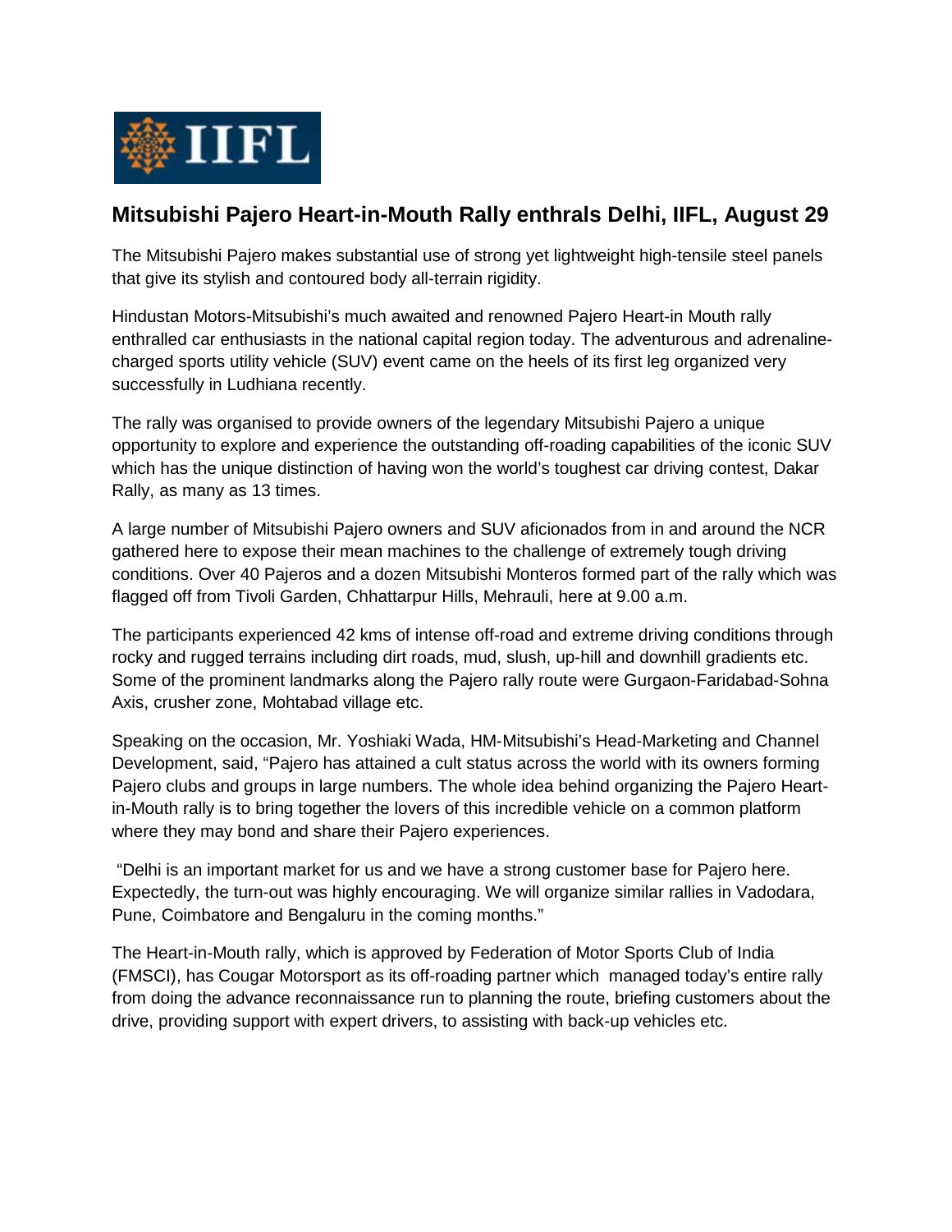IIFL

## Mitsubishi Pajero Heart-in-Mouth Rally enthrals Delhi, IIFL, August 29

The Mitsubishi Pajero makes substantial use of strong yet lightweight high-tensile steel panels that give its stylish and contoured body all-terrain rigidity.

Hindustan Motors-Mitsubishi's much awaited and renowned Pajero Heart-in Mouth rally enthralled car enthusiasts in the national capital region today. The adventurous and adrenaline-charged sports utility vehicle (SUV) event came on the heels of its first leg organized very successfully in Ludhiana recently.

The rally was organised to provide owners of the legendary Mitsubishi Pajero a unique opportunity to explore and experience the outstanding off-roading capabilities of the iconic SUV which has the unique distinction of having won the world's toughest car driving contest, Dakar Rally, as many as 13 times.

A large number of Mitsubishi Pajero owners and SUV aficionados from in and around the NCR gathered here to expose their mean machines to the challenge of extremely tough driving conditions. Over 40 Pajeros and a dozen Mitsubishi Monteros formed part of the rally which was flagged off from Tivoli Garden, Chhattarpur Hills, Mehrauli, here at 9.00 a.m.

The participants experienced 42 kms of intense off-road and extreme driving conditions through rocky and rugged terrains including dirt roads, mud, slush, up-hill and downhill gradients etc. Some of the prominent landmarks along the Pajero rally route were Gurgaon-Faridabad-Sohna Axis, crusher zone, Mohtabad village etc.

Speaking on the occasion, Mr. Yoshiaki Wada, HM-Mitsubishi's Head-Marketing and Channel Development, said, "Pajero has attained a cult status across the world with its owners forming Pajero clubs and groups in large numbers. The whole idea behind organizing the Pajero Heart-in-Mouth rally is to bring together the lovers of this incredible vehicle on a common platform where they may bond and share their Pajero experiences.

"Delhi is an important market for us and we have a strong customer base for Pajero here. Expectedly, the turn-out was highly encouraging. We will organize similar rallies in Vadodara, Pune, Coimbatore and Bengaluru in the coming months."

The Heart-in-Mouth rally, which is approved by Federation of Motor Sports Club of India (FMSCI), has Cougar Motorsport as its off-roading partner which managed today's entire rally from doing the advance reconnaissance run to planning the route, briefing customers about the drive, providing support with expert drivers, to assisting with back-up vehicles etc.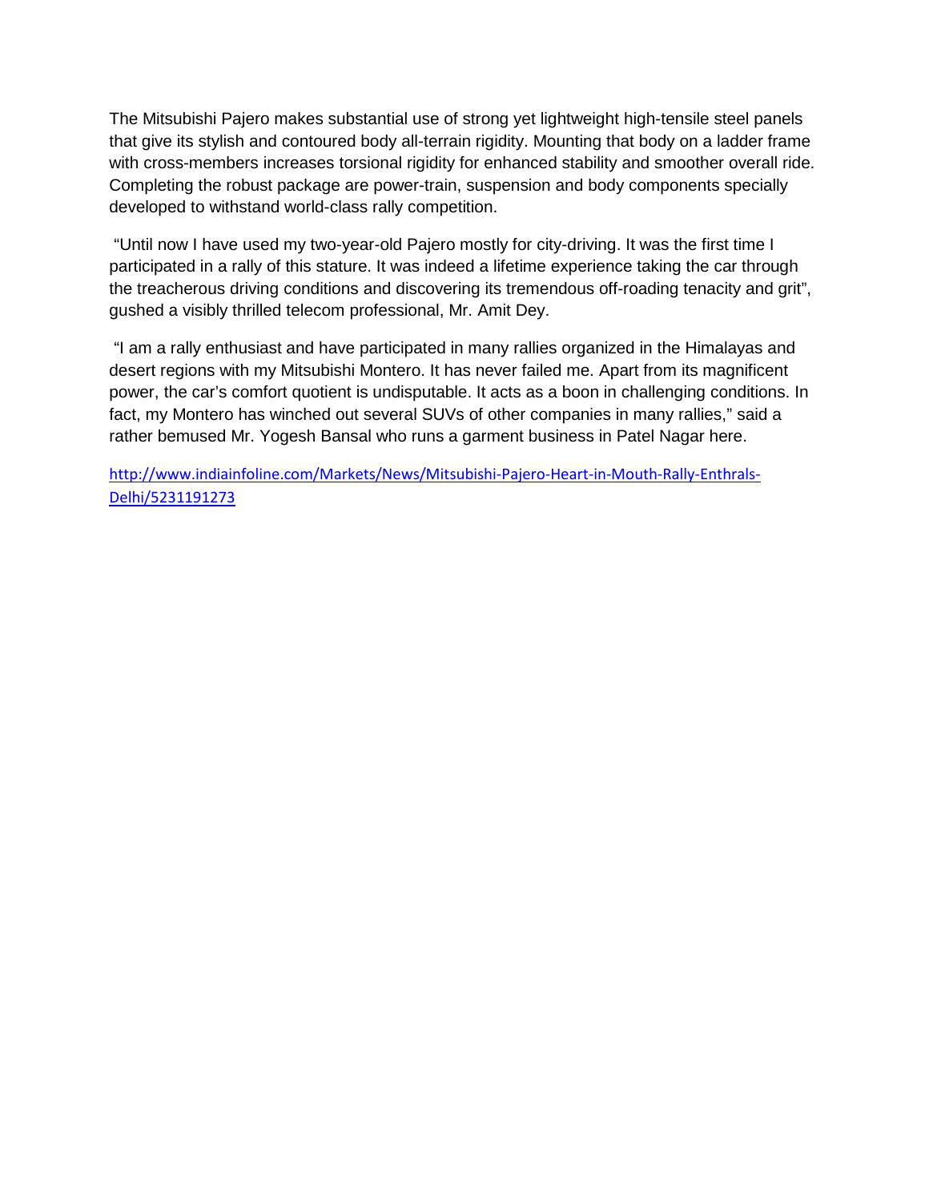The Mitsubishi Pajero makes substantial use of strong yet lightweight high-tensile steel panels that give its stylish and contoured body all-terrain rigidity. Mounting that body on a ladder frame with cross-members increases torsional rigidity for enhanced stability and smoother overall ride. Completing the robust package are power-train, suspension and body components specially developed to withstand world-class rally competition.

"Until now I have used my two-year-old Pajero mostly for city-driving. It was the first time I participated in a rally of this stature. It was indeed a lifetime experience taking the car through the treacherous driving conditions and discovering its tremendous off-roading tenacity and grit", gushed a visibly thrilled telecom professional, Mr. Amit Dey.

"I am a rally enthusiast and have participated in many rallies organized in the Himalayas and desert regions with my Mitsubishi Montero. It has never failed me. Apart from its magnificent power, the car's comfort quotient is undisputable. It acts as a boon in challenging conditions. In fact, my Montero has winched out several SUVs of other companies in many rallies," said a rather bemused Mr. Yogesh Bansal who runs a garment business in Patel Nagar here.

http://www.indiainfoline.com/Markets/News/Mitsubishi-Pajero-Heart-in-Mouth-Rally-Enthrals-Delhi/5231191273